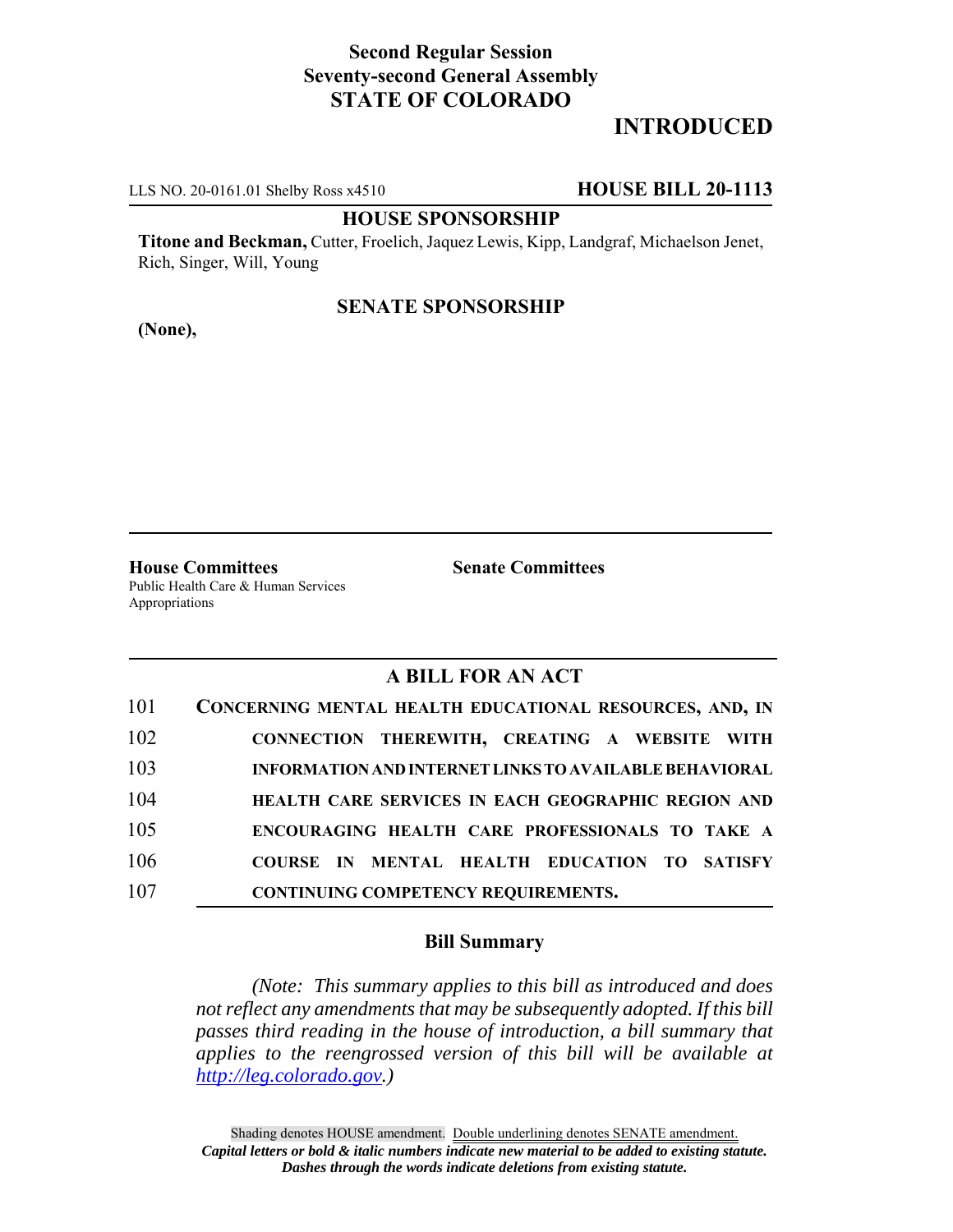**Second Regular Session**
**Seventy-second General Assembly**
**STATE OF COLORADO**

# INTRODUCED

LLS NO. 20-0161.01 Shelby Ross x4510 **HOUSE BILL 20-1113**

**HOUSE SPONSORSHIP**

**Titone and Beckman,** Cutter, Froelich, Jaquez Lewis, Kipp, Landgraf, Michaelson Jenet, Rich, Singer, Will, Young

**SENATE SPONSORSHIP**

**(None),**

**House Committees**
Public Health Care & Human Services
Appropriations

**Senate Committees**

## A BILL FOR AN ACT

101 **CONCERNING MENTAL HEALTH EDUCATIONAL RESOURCES, AND, IN**
102 **CONNECTION THEREWITH, CREATING A WEBSITE WITH**
103 **INFORMATION AND INTERNET LINKS TO AVAILABLE BEHAVIORAL**
104 **HEALTH CARE SERVICES IN EACH GEOGRAPHIC REGION AND**
105 **ENCOURAGING HEALTH CARE PROFESSIONALS TO TAKE A**
106 **COURSE IN MENTAL HEALTH EDUCATION TO SATISFY**
107 **CONTINUING COMPETENCY REQUIREMENTS.**

### Bill Summary

*(Note: This summary applies to this bill as introduced and does not reflect any amendments that may be subsequently adopted. If this bill passes third reading in the house of introduction, a bill summary that applies to the reengrossed version of this bill will be available at http://leg.colorado.gov.)*

Shading denotes HOUSE amendment. Double underlining denotes SENATE amendment.
***Capital letters or bold & italic numbers indicate new material to be added to existing statute.***
***Dashes through the words indicate deletions from existing statute.***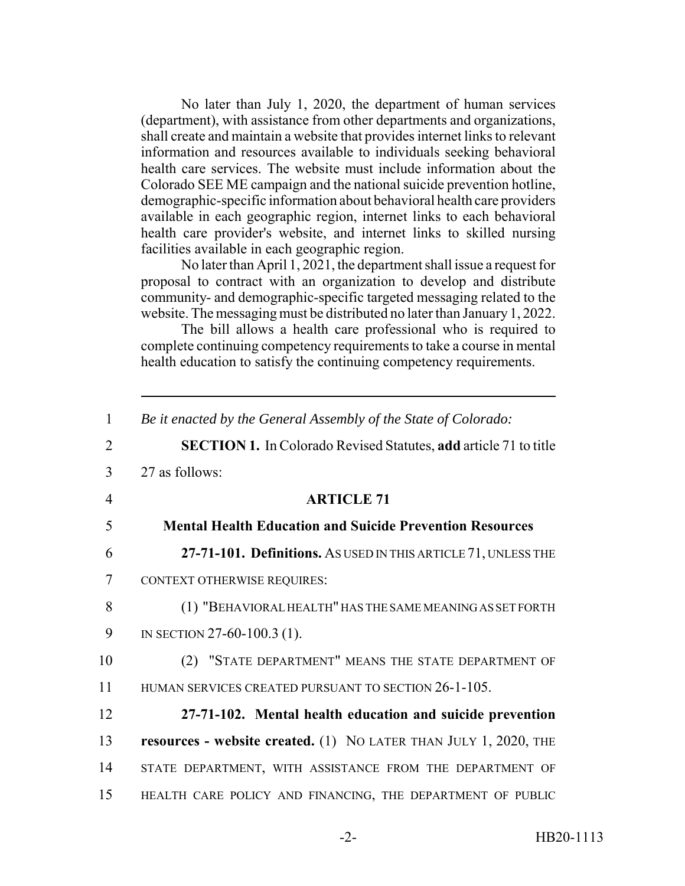No later than July 1, 2020, the department of human services (department), with assistance from other departments and organizations, shall create and maintain a website that provides internet links to relevant information and resources available to individuals seeking behavioral health care services. The website must include information about the Colorado SEE ME campaign and the national suicide prevention hotline, demographic-specific information about behavioral health care providers available in each geographic region, internet links to each behavioral health care provider's website, and internet links to skilled nursing facilities available in each geographic region.

No later than April 1, 2021, the department shall issue a request for proposal to contract with an organization to develop and distribute community- and demographic-specific targeted messaging related to the website. The messaging must be distributed no later than January 1, 2022.

The bill allows a health care professional who is required to complete continuing competency requirements to take a course in mental health education to satisfy the continuing competency requirements.

---

1 *Be it enacted by the General Assembly of the State of Colorado:*

2 **SECTION 1.** In Colorado Revised Statutes, **add** article 71 to title
3 27 as follows:

4 **ARTICLE 71**

5 **Mental Health Education and Suicide Prevention Resources**

6 **27-71-101. Definitions.** AS USED IN THIS ARTICLE 71, UNLESS THE
7 CONTEXT OTHERWISE REQUIRES:

8 (1) "BEHAVIORAL HEALTH" HAS THE SAME MEANING AS SET FORTH
9 IN SECTION 27-60-100.3 (1).

10 (2) "STATE DEPARTMENT" MEANS THE STATE DEPARTMENT OF
11 HUMAN SERVICES CREATED PURSUANT TO SECTION 26-1-105.

12 **27-71-102. Mental health education and suicide prevention**
13 **resources - website created.** (1) NO LATER THAN JULY 1, 2020, THE
14 STATE DEPARTMENT, WITH ASSISTANCE FROM THE DEPARTMENT OF
15 HEALTH CARE POLICY AND FINANCING, THE DEPARTMENT OF PUBLIC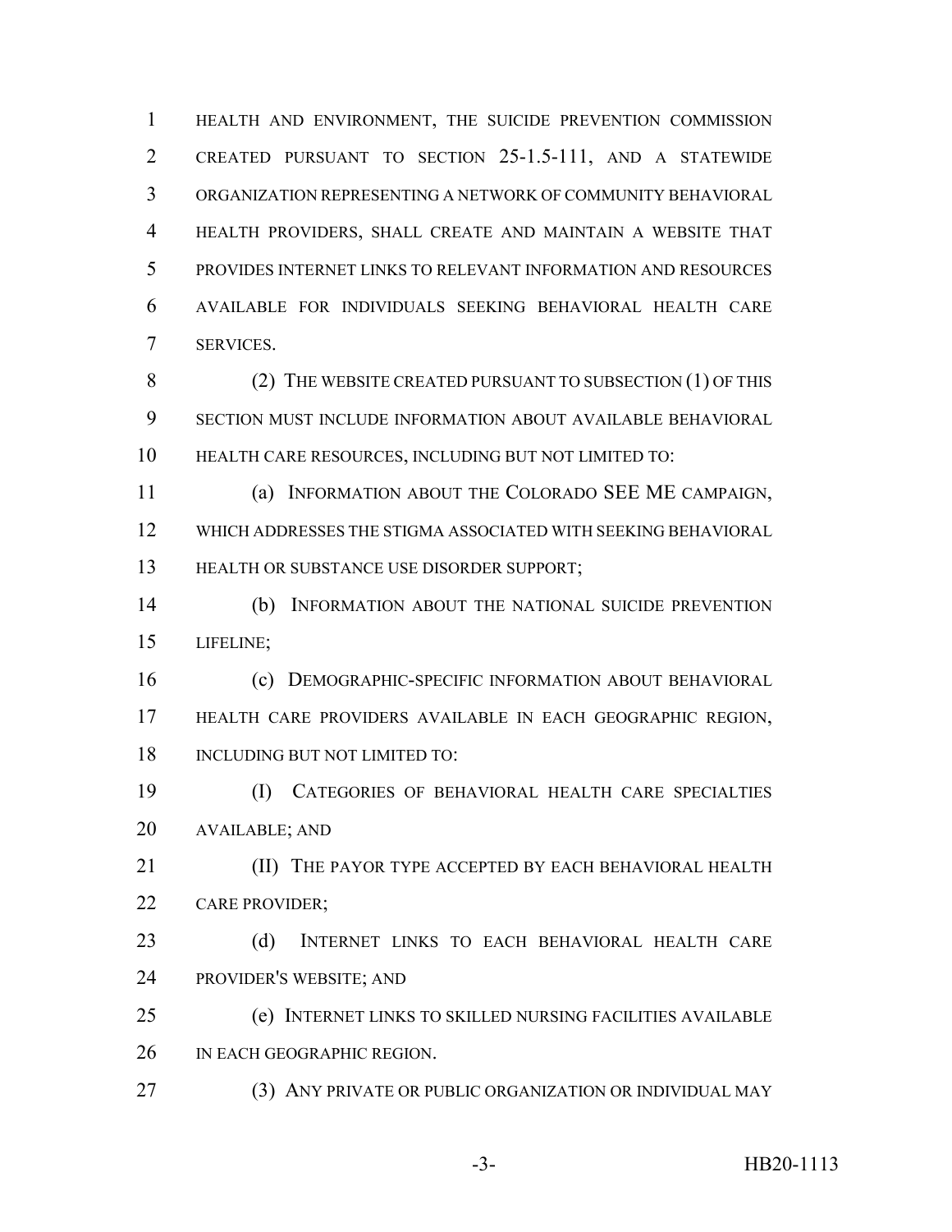HEALTH AND ENVIRONMENT, THE SUICIDE PREVENTION COMMISSION CREATED PURSUANT TO SECTION 25-1.5-111, AND A STATEWIDE ORGANIZATION REPRESENTING A NETWORK OF COMMUNITY BEHAVIORAL HEALTH PROVIDERS, SHALL CREATE AND MAINTAIN A WEBSITE THAT PROVIDES INTERNET LINKS TO RELEVANT INFORMATION AND RESOURCES AVAILABLE FOR INDIVIDUALS SEEKING BEHAVIORAL HEALTH CARE SERVICES.

(2) THE WEBSITE CREATED PURSUANT TO SUBSECTION (1) OF THIS SECTION MUST INCLUDE INFORMATION ABOUT AVAILABLE BEHAVIORAL HEALTH CARE RESOURCES, INCLUDING BUT NOT LIMITED TO:

(a) INFORMATION ABOUT THE COLORADO SEE ME CAMPAIGN, WHICH ADDRESSES THE STIGMA ASSOCIATED WITH SEEKING BEHAVIORAL HEALTH OR SUBSTANCE USE DISORDER SUPPORT;

(b) INFORMATION ABOUT THE NATIONAL SUICIDE PREVENTION LIFELINE;

(c) DEMOGRAPHIC-SPECIFIC INFORMATION ABOUT BEHAVIORAL HEALTH CARE PROVIDERS AVAILABLE IN EACH GEOGRAPHIC REGION, INCLUDING BUT NOT LIMITED TO:

(I) CATEGORIES OF BEHAVIORAL HEALTH CARE SPECIALTIES AVAILABLE; AND

(II) THE PAYOR TYPE ACCEPTED BY EACH BEHAVIORAL HEALTH CARE PROVIDER;

(d) INTERNET LINKS TO EACH BEHAVIORAL HEALTH CARE PROVIDER'S WEBSITE; AND

(e) INTERNET LINKS TO SKILLED NURSING FACILITIES AVAILABLE IN EACH GEOGRAPHIC REGION.

(3) ANY PRIVATE OR PUBLIC ORGANIZATION OR INDIVIDUAL MAY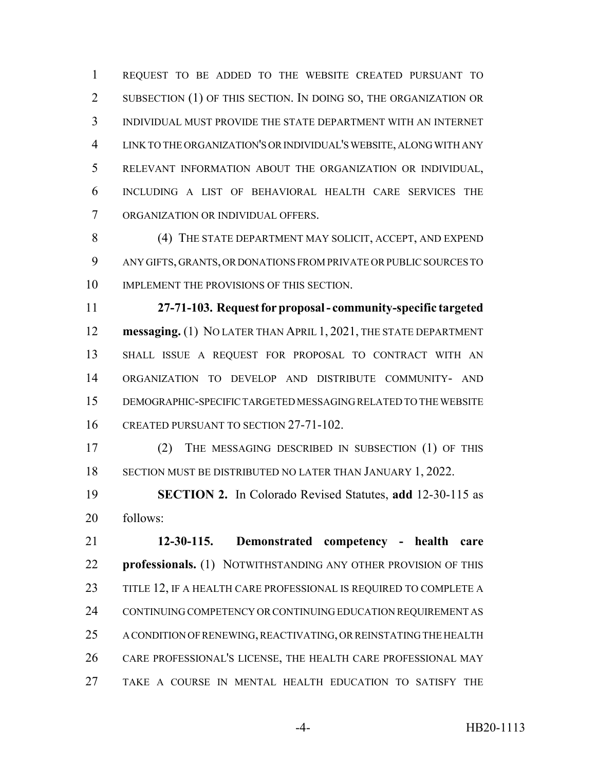REQUEST TO BE ADDED TO THE WEBSITE CREATED PURSUANT TO SUBSECTION (1) OF THIS SECTION. IN DOING SO, THE ORGANIZATION OR INDIVIDUAL MUST PROVIDE THE STATE DEPARTMENT WITH AN INTERNET LINK TO THE ORGANIZATION'S OR INDIVIDUAL'S WEBSITE, ALONG WITH ANY RELEVANT INFORMATION ABOUT THE ORGANIZATION OR INDIVIDUAL, INCLUDING A LIST OF BEHAVIORAL HEALTH CARE SERVICES THE ORGANIZATION OR INDIVIDUAL OFFERS.

(4) THE STATE DEPARTMENT MAY SOLICIT, ACCEPT, AND EXPEND ANY GIFTS, GRANTS, OR DONATIONS FROM PRIVATE OR PUBLIC SOURCES TO IMPLEMENT THE PROVISIONS OF THIS SECTION.

**27-71-103. Request for proposal - community-specific targeted messaging.** (1) NO LATER THAN APRIL 1, 2021, THE STATE DEPARTMENT SHALL ISSUE A REQUEST FOR PROPOSAL TO CONTRACT WITH AN ORGANIZATION TO DEVELOP AND DISTRIBUTE COMMUNITY- AND DEMOGRAPHIC-SPECIFIC TARGETED MESSAGING RELATED TO THE WEBSITE CREATED PURSUANT TO SECTION 27-71-102.

(2) THE MESSAGING DESCRIBED IN SUBSECTION (1) OF THIS SECTION MUST BE DISTRIBUTED NO LATER THAN JANUARY 1, 2022.

**SECTION 2.** In Colorado Revised Statutes, **add** 12-30-115 as follows:

**12-30-115. Demonstrated competency - health care professionals.** (1) NOTWITHSTANDING ANY OTHER PROVISION OF THIS TITLE 12, IF A HEALTH CARE PROFESSIONAL IS REQUIRED TO COMPLETE A CONTINUING COMPETENCY OR CONTINUING EDUCATION REQUIREMENT AS A CONDITION OF RENEWING, REACTIVATING, OR REINSTATING THE HEALTH CARE PROFESSIONAL'S LICENSE, THE HEALTH CARE PROFESSIONAL MAY TAKE A COURSE IN MENTAL HEALTH EDUCATION TO SATISFY THE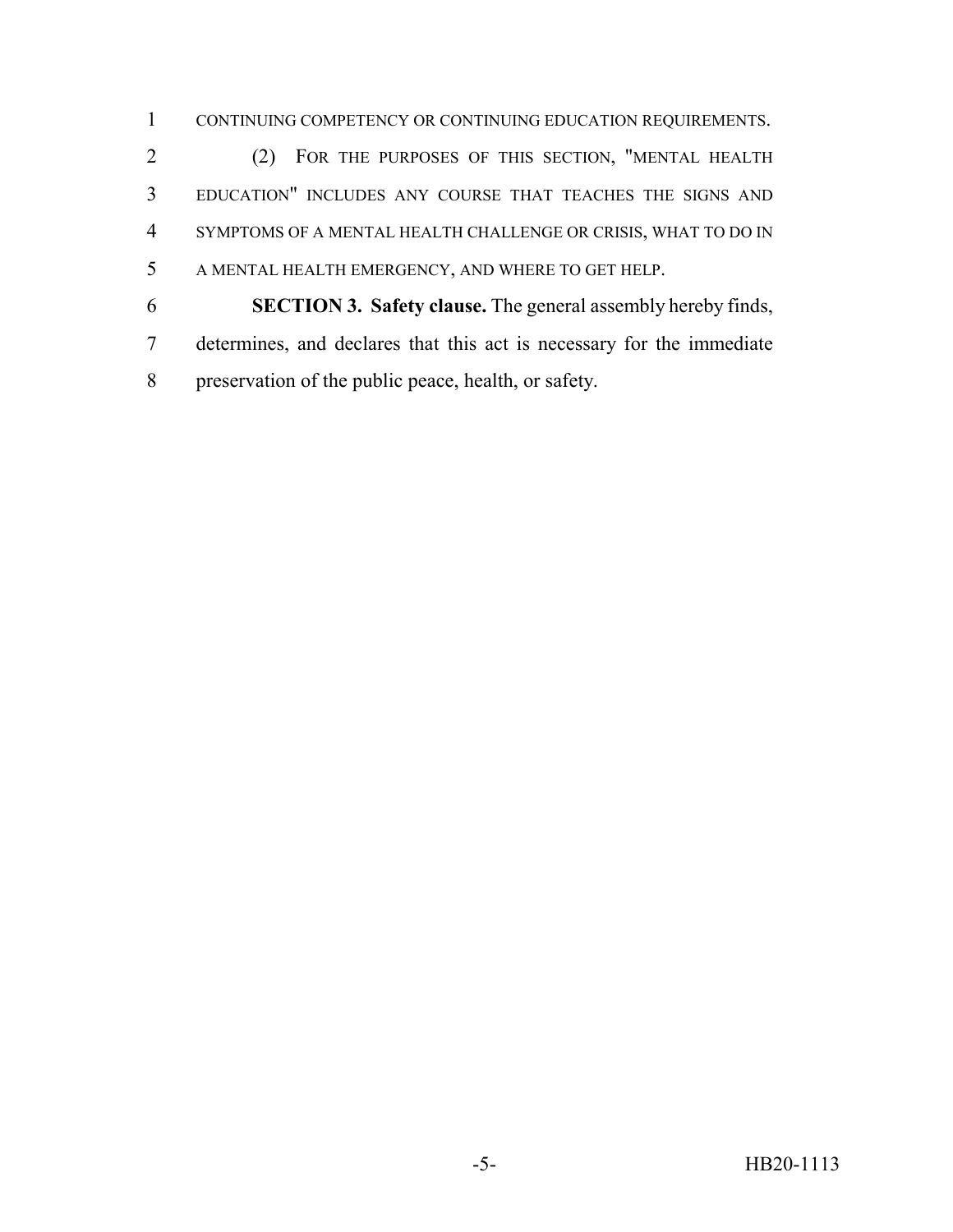CONTINUING COMPETENCY OR CONTINUING EDUCATION REQUIREMENTS.

(2) FOR THE PURPOSES OF THIS SECTION, "MENTAL HEALTH EDUCATION" INCLUDES ANY COURSE THAT TEACHES THE SIGNS AND SYMPTOMS OF A MENTAL HEALTH CHALLENGE OR CRISIS, WHAT TO DO IN A MENTAL HEALTH EMERGENCY, AND WHERE TO GET HELP.

**SECTION 3. Safety clause.** The general assembly hereby finds, determines, and declares that this act is necessary for the immediate preservation of the public peace, health, or safety.